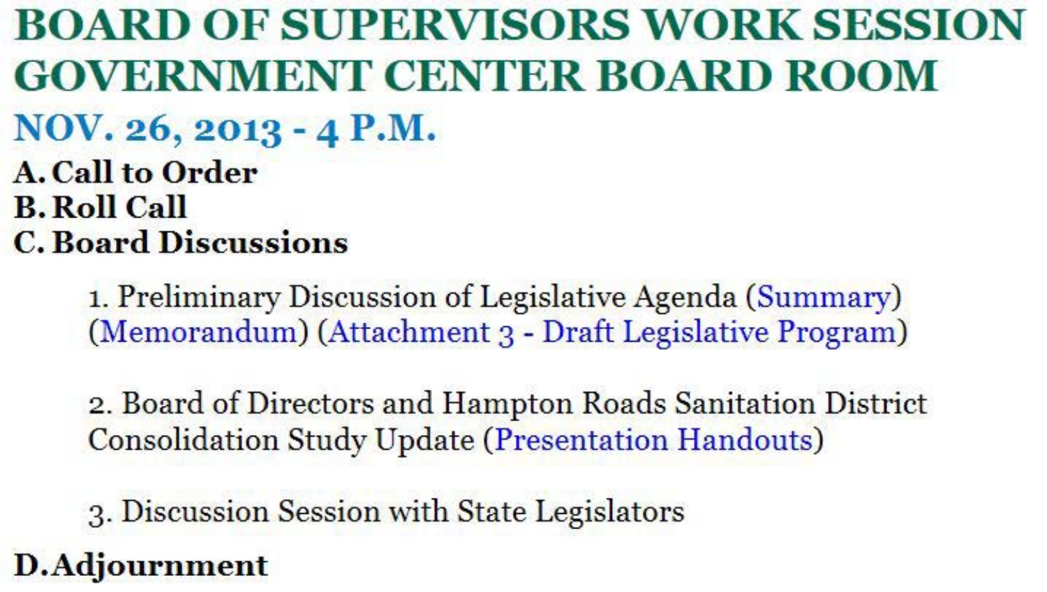# BOARD OF SUPERVISORS WORK SESSION GOVERNMENT CENTER BOARD ROOM

## NOV. 26, 2013 - 4 P.M.

**A. Call to Order**

**B. Roll Call**

**C. Board Discussions**

1. Preliminary Discussion of Legislative Agenda (Summary) (Memorandum) (Attachment 3 - Draft Legislative Program)

2. Board of Directors and Hampton Roads Sanitation District Consolidation Study Update (Presentation Handouts)

3. Discussion Session with State Legislators

**D. Adjournment**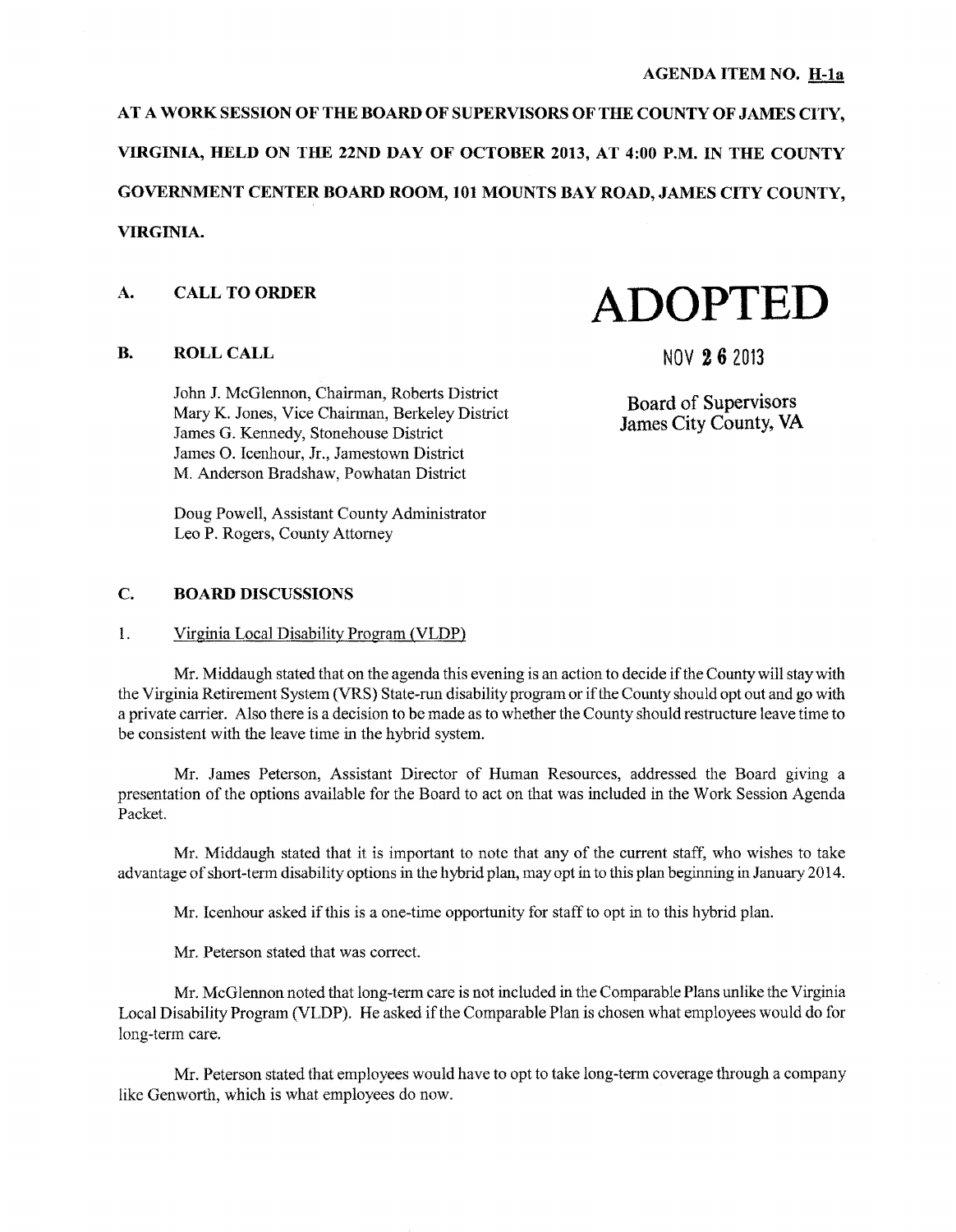**AGENDA ITEM NO. H-1a**

**AT A WORK SESSION OF THE BOARD OF SUPERVISORS OF THE COUNTY OF JAMES CITY, VIRGINIA, HELD ON THE 22ND DAY OF OCTOBER 2013, AT 4:00 P.M. IN THE COUNTY GOVERNMENT CENTER BOARD ROOM, 101 MOUNTS BAY ROAD, JAMES CITY COUNTY, VIRGINIA.**

# ADOPTED

NOV 26 2013

Board of Supervisors
James City County, VA

## A. CALL TO ORDER

## B. ROLL CALL

John J. McGlennon, Chairman, Roberts District
Mary K. Jones, Vice Chairman, Berkeley District
James G. Kennedy, Stonehouse District
James O. Icenhour, Jr., Jamestown District
M. Anderson Bradshaw, Powhatan District

Doug Powell, Assistant County Administrator
Leo P. Rogers, County Attorney

## C. BOARD DISCUSSIONS

1. Virginia Local Disability Program (VLDP)

Mr. Middaugh stated that on the agenda this evening is an action to decide if the County will stay with the Virginia Retirement System (VRS) State-run disability program or if the County should opt out and go with a private carrier. Also there is a decision to be made as to whether the County should restructure leave time to be consistent with the leave time in the hybrid system.

Mr. James Peterson, Assistant Director of Human Resources, addressed the Board giving a presentation of the options available for the Board to act on that was included in the Work Session Agenda Packet.

Mr. Middaugh stated that it is important to note that any of the current staff, who wishes to take advantage of short-term disability options in the hybrid plan, may opt in to this plan beginning in January 2014.

Mr. Icenhour asked if this is a one-time opportunity for staff to opt in to this hybrid plan.

Mr. Peterson stated that was correct.

Mr. McGlennon noted that long-term care is not included in the Comparable Plans unlike the Virginia Local Disability Program (VLDP). He asked if the Comparable Plan is chosen what employees would do for long-term care.

Mr. Peterson stated that employees would have to opt to take long-term coverage through a company like Genworth, which is what employees do now.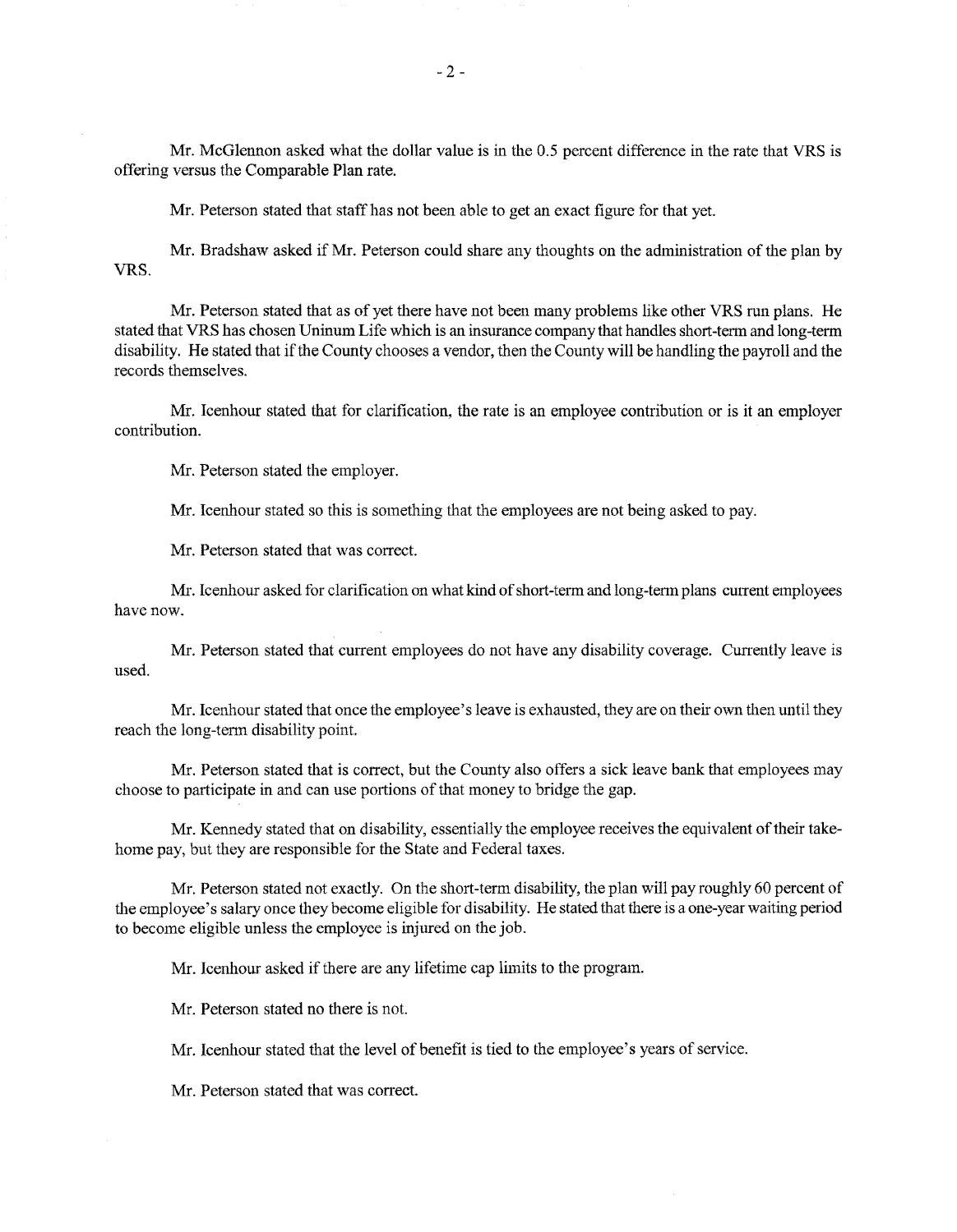Mr. McGlennon asked what the dollar value is in the 0.5 percent difference in the rate that VRS is offering versus the Comparable Plan rate.

Mr. Peterson stated that staff has not been able to get an exact figure for that yet.

Mr. Bradshaw asked if Mr. Peterson could share any thoughts on the administration of the plan by VRS.

Mr. Peterson stated that as of yet there have not been many problems like other VRS run plans. He stated that VRS has chosen Uninum Life which is an insurance company that handles short-term and long-term disability. He stated that if the County chooses a vendor, then the County will be handling the payroll and the records themselves.

Mr. Icenhour stated that for clarification, the rate is an employee contribution or is it an employer contribution.

Mr. Peterson stated the employer.

Mr. Icenhour stated so this is something that the employees are not being asked to pay.

Mr. Peterson stated that was correct.

Mr. Icenhour asked for clarification on what kind of short-term and long-term plans current employees have now.

Mr. Peterson stated that current employees do not have any disability coverage. Currently leave is used.

Mr. Icenhour stated that once the employee's leave is exhausted, they are on their own then until they reach the long-term disability point.

Mr. Peterson stated that is correct, but the County also offers a sick leave bank that employees may choose to participate in and can use portions of that money to bridge the gap.

Mr. Kennedy stated that on disability, essentially the employee receives the equivalent of their take-home pay, but they are responsible for the State and Federal taxes.

Mr. Peterson stated not exactly. On the short-term disability, the plan will pay roughly 60 percent of the employee's salary once they become eligible for disability. He stated that there is a one-year waiting period to become eligible unless the employee is injured on the job.

Mr. Icenhour asked if there are any lifetime cap limits to the program.

Mr. Peterson stated no there is not.

Mr. Icenhour stated that the level of benefit is tied to the employee's years of service.

Mr. Peterson stated that was correct.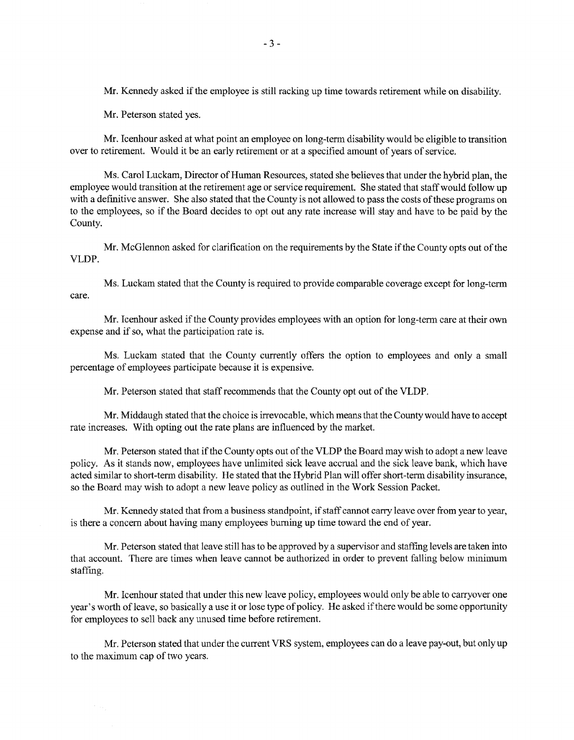Mr. Kennedy asked if the employee is still racking up time towards retirement while on disability.

Mr. Peterson stated yes.

Mr. Icenhour asked at what point an employee on long-term disability would be eligible to transition over to retirement. Would it be an early retirement or at a specified amount of years of service.

Ms. Carol Luckam, Director of Human Resources, stated she believes that under the hybrid plan, the employee would transition at the retirement age or service requirement. She stated that staff would follow up with a definitive answer. She also stated that the County is not allowed to pass the costs of these programs on to the employees, so if the Board decides to opt out any rate increase will stay and have to be paid by the County.

Mr. McGlennon asked for clarification on the requirements by the State if the County opts out of the VLDP.

Ms. Luckam stated that the County is required to provide comparable coverage except for long-term care.

Mr. Icenhour asked if the County provides employees with an option for long-term care at their own expense and if so, what the participation rate is.

Ms. Luckam stated that the County currently offers the option to employees and only a small percentage of employees participate because it is expensive.

Mr. Peterson stated that staff recommends that the County opt out of the VLDP.

Mr. Middaugh stated that the choice is irrevocable, which means that the County would have to accept rate increases. With opting out the rate plans are influenced by the market.

Mr. Peterson stated that if the County opts out of the VLDP the Board may wish to adopt a new leave policy. As it stands now, employees have unlimited sick leave accrual and the sick leave bank, which have acted similar to short-term disability. He stated that the Hybrid Plan will offer short-term disability insurance, so the Board may wish to adopt a new leave policy as outlined in the Work Session Packet.

Mr. Kennedy stated that from a business standpoint, if staff cannot carry leave over from year to year, is there a concern about having many employees burning up time toward the end of year.

Mr. Peterson stated that leave still has to be approved by a supervisor and staffing levels are taken into that account. There are times when leave cannot be authorized in order to prevent falling below minimum staffing.

Mr. Icenhour stated that under this new leave policy, employees would only be able to carryover one year's worth of leave, so basically a use it or lose type of policy. He asked if there would be some opportunity for employees to sell back any unused time before retirement.

Mr. Peterson stated that under the current VRS system, employees can do a leave pay-out, but only up to the maximum cap of two years.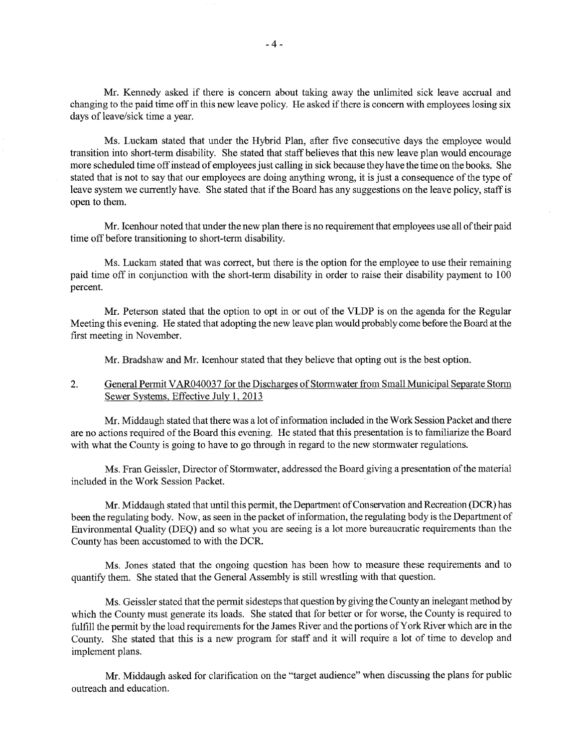Mr. Kennedy asked if there is concern about taking away the unlimited sick leave accrual and changing to the paid time off in this new leave policy. He asked if there is concern with employees losing six days of leave/sick time a year.

Ms. Luckam stated that under the Hybrid Plan, after five consecutive days the employee would transition into short-term disability. She stated that staff believes that this new leave plan would encourage more scheduled time off instead of employees just calling in sick because they have the time on the books. She stated that is not to say that our employees are doing anything wrong, it is just a consequence of the type of leave system we currently have. She stated that if the Board has any suggestions on the leave policy, staff is open to them.

Mr. Icenhour noted that under the new plan there is no requirement that employees use all of their paid time off before transitioning to short-term disability.

Ms. Luckam stated that was correct, but there is the option for the employee to use their remaining paid time off in conjunction with the short-term disability in order to raise their disability payment to 100 percent.

Mr. Peterson stated that the option to opt in or out of the VLDP is on the agenda for the Regular Meeting this evening. He stated that adopting the new leave plan would probably come before the Board at the first meeting in November.

Mr. Bradshaw and Mr. Icenhour stated that they believe that opting out is the best option.

2. General Permit VAR040037 for the Discharges of Stormwater from Small Municipal Separate Storm Sewer Systems, Effective July 1, 2013

Mr. Middaugh stated that there was a lot of information included in the Work Session Packet and there are no actions required of the Board this evening. He stated that this presentation is to familiarize the Board with what the County is going to have to go through in regard to the new stormwater regulations.

Ms. Fran Geissler, Director of Stormwater, addressed the Board giving a presentation of the material included in the Work Session Packet.

Mr. Middaugh stated that until this permit, the Department of Conservation and Recreation (DCR) has been the regulating body. Now, as seen in the packet of information, the regulating body is the Department of Environmental Quality (DEQ) and so what you are seeing is a lot more bureaucratic requirements than the County has been accustomed to with the DCR.

Ms. Jones stated that the ongoing question has been how to measure these requirements and to quantify them. She stated that the General Assembly is still wrestling with that question.

Ms. Geissler stated that the permit sidesteps that question by giving the County an inelegant method by which the County must generate its loads. She stated that for better or for worse, the County is required to fulfill the permit by the load requirements for the James River and the portions of York River which are in the County. She stated that this is a new program for staff and it will require a lot of time to develop and implement plans.

Mr. Middaugh asked for clarification on the "target audience" when discussing the plans for public outreach and education.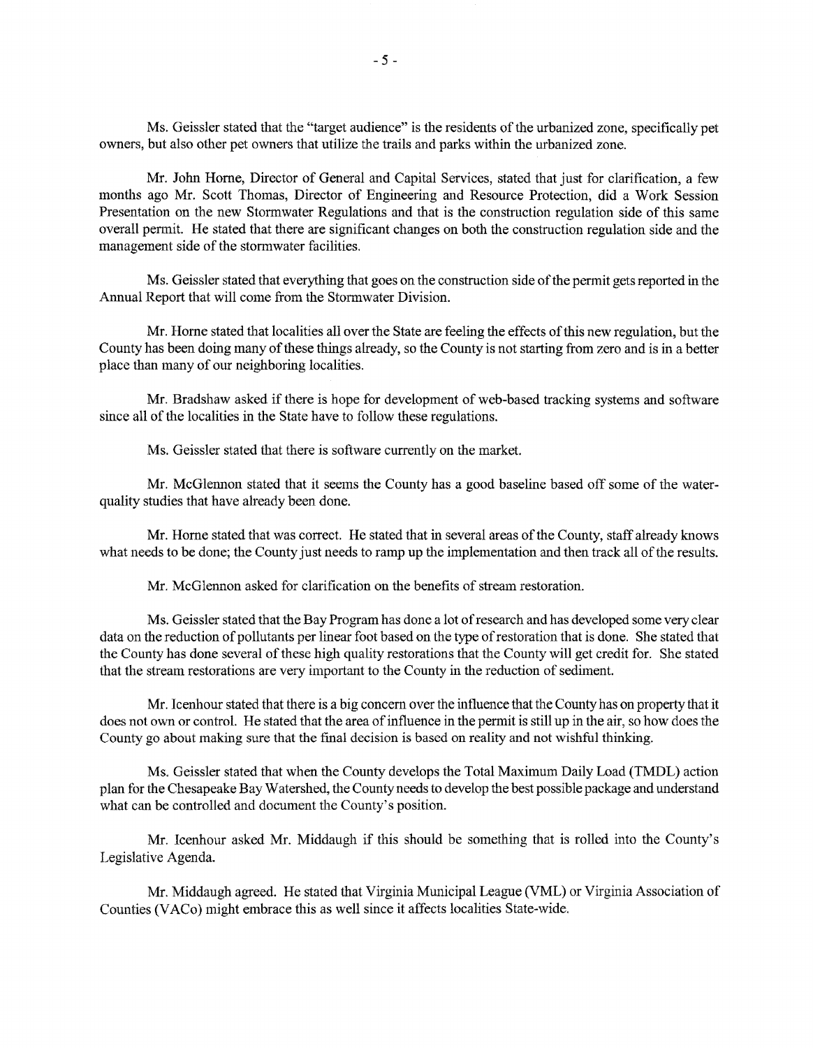Ms. Geissler stated that the "target audience" is the residents of the urbanized zone, specifically pet owners, but also other pet owners that utilize the trails and parks within the urbanized zone.

Mr. John Horne, Director of General and Capital Services, stated that just for clarification, a few months ago Mr. Scott Thomas, Director of Engineering and Resource Protection, did a Work Session Presentation on the new Stormwater Regulations and that is the construction regulation side of this same overall permit. He stated that there are significant changes on both the construction regulation side and the management side of the stormwater facilities.

Ms. Geissler stated that everything that goes on the construction side of the permit gets reported in the Annual Report that will come from the Stormwater Division.

Mr. Horne stated that localities all over the State are feeling the effects of this new regulation, but the County has been doing many of these things already, so the County is not starting from zero and is in a better place than many of our neighboring localities.

Mr. Bradshaw asked if there is hope for development of web-based tracking systems and software since all of the localities in the State have to follow these regulations.

Ms. Geissler stated that there is software currently on the market.

Mr. McGlennon stated that it seems the County has a good baseline based off some of the water-quality studies that have already been done.

Mr. Horne stated that was correct. He stated that in several areas of the County, staff already knows what needs to be done; the County just needs to ramp up the implementation and then track all of the results.

Mr. McGlennon asked for clarification on the benefits of stream restoration.

Ms. Geissler stated that the Bay Program has done a lot of research and has developed some very clear data on the reduction of pollutants per linear foot based on the type of restoration that is done. She stated that the County has done several of these high quality restorations that the County will get credit for. She stated that the stream restorations are very important to the County in the reduction of sediment.

Mr. Icenhour stated that there is a big concern over the influence that the County has on property that it does not own or control. He stated that the area of influence in the permit is still up in the air, so how does the County go about making sure that the final decision is based on reality and not wishful thinking.

Ms. Geissler stated that when the County develops the Total Maximum Daily Load (TMDL) action plan for the Chesapeake Bay Watershed, the County needs to develop the best possible package and understand what can be controlled and document the County's position.

Mr. Icenhour asked Mr. Middaugh if this should be something that is rolled into the County's Legislative Agenda.

Mr. Middaugh agreed. He stated that Virginia Municipal League (VML) or Virginia Association of Counties (VACo) might embrace this as well since it affects localities State-wide.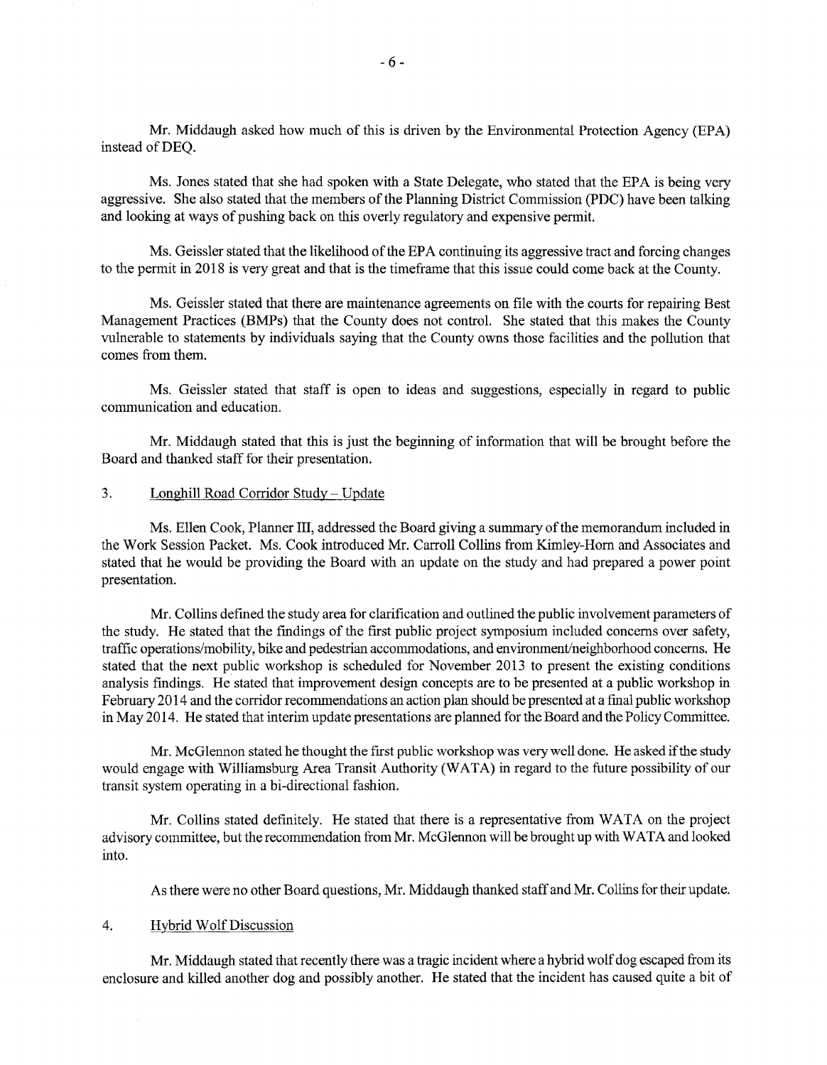Mr. Middaugh asked how much of this is driven by the Environmental Protection Agency (EPA) instead of DEQ.

Ms. Jones stated that she had spoken with a State Delegate, who stated that the EPA is being very aggressive. She also stated that the members of the Planning District Commission (PDC) have been talking and looking at ways of pushing back on this overly regulatory and expensive permit.

Ms. Geissler stated that the likelihood of the EPA continuing its aggressive tract and forcing changes to the permit in 2018 is very great and that is the timeframe that this issue could come back at the County.

Ms. Geissler stated that there are maintenance agreements on file with the courts for repairing Best Management Practices (BMPs) that the County does not control. She stated that this makes the County vulnerable to statements by individuals saying that the County owns those facilities and the pollution that comes from them.

Ms. Geissler stated that staff is open to ideas and suggestions, especially in regard to public communication and education.

Mr. Middaugh stated that this is just the beginning of information that will be brought before the Board and thanked staff for their presentation.

3. Longhill Road Corridor Study – Update

Ms. Ellen Cook, Planner III, addressed the Board giving a summary of the memorandum included in the Work Session Packet. Ms. Cook introduced Mr. Carroll Collins from Kimley-Horn and Associates and stated that he would be providing the Board with an update on the study and had prepared a power point presentation.

Mr. Collins defined the study area for clarification and outlined the public involvement parameters of the study. He stated that the findings of the first public project symposium included concerns over safety, traffic operations/mobility, bike and pedestrian accommodations, and environment/neighborhood concerns. He stated that the next public workshop is scheduled for November 2013 to present the existing conditions analysis findings. He stated that improvement design concepts are to be presented at a public workshop in February 2014 and the corridor recommendations an action plan should be presented at a final public workshop in May 2014. He stated that interim update presentations are planned for the Board and the Policy Committee.

Mr. McGlennon stated he thought the first public workshop was very well done. He asked if the study would engage with Williamsburg Area Transit Authority (WATA) in regard to the future possibility of our transit system operating in a bi-directional fashion.

Mr. Collins stated definitely. He stated that there is a representative from WATA on the project advisory committee, but the recommendation from Mr. McGlennon will be brought up with WATA and looked into.

As there were no other Board questions, Mr. Middaugh thanked staff and Mr. Collins for their update.

4. Hybrid Wolf Discussion

Mr. Middaugh stated that recently there was a tragic incident where a hybrid wolf dog escaped from its enclosure and killed another dog and possibly another. He stated that the incident has caused quite a bit of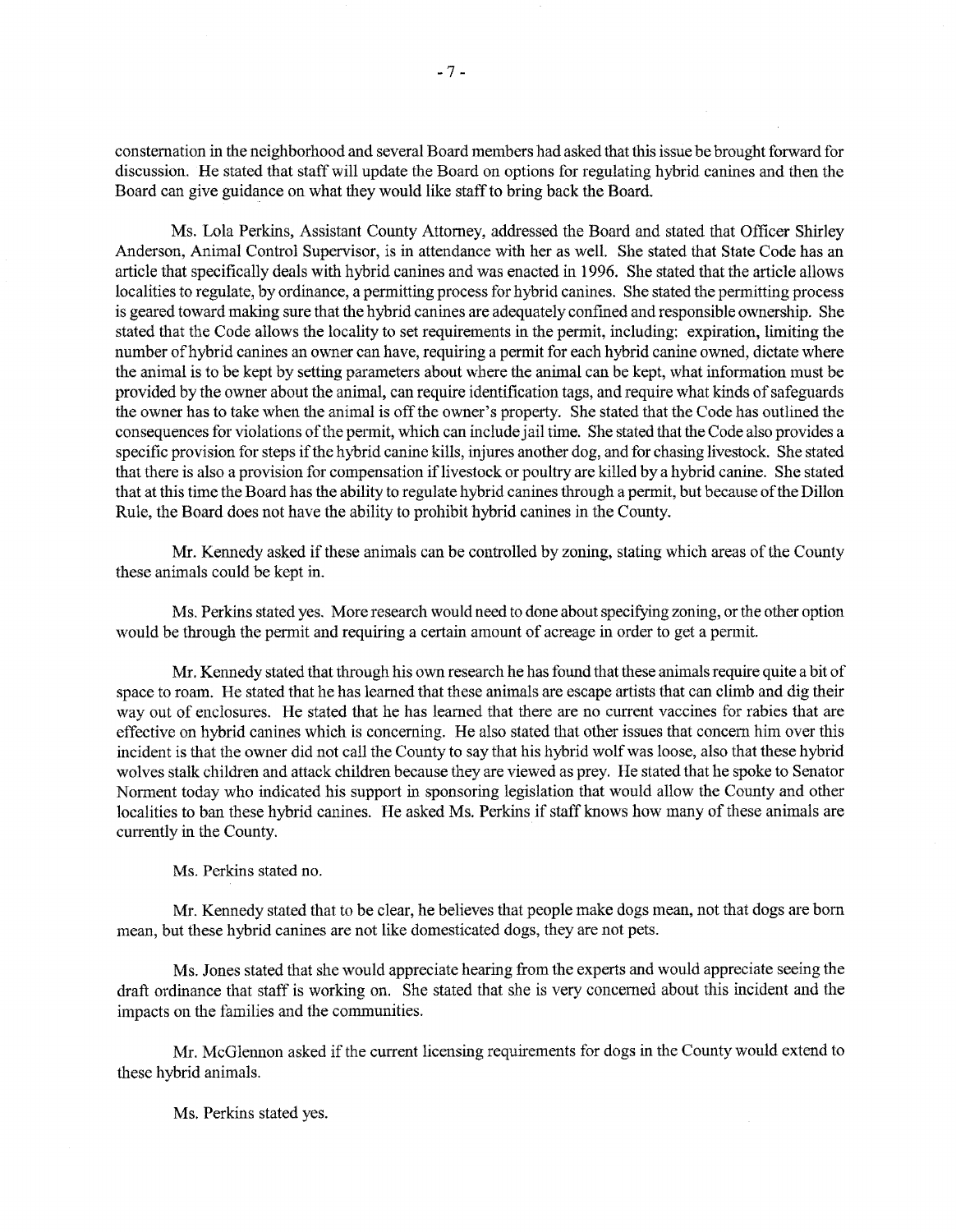consternation in the neighborhood and several Board members had asked that this issue be brought forward for discussion. He stated that staff will update the Board on options for regulating hybrid canines and then the Board can give guidance on what they would like staff to bring back the Board.

Ms. Lola Perkins, Assistant County Attorney, addressed the Board and stated that Officer Shirley Anderson, Animal Control Supervisor, is in attendance with her as well. She stated that State Code has an article that specifically deals with hybrid canines and was enacted in 1996. She stated that the article allows localities to regulate, by ordinance, a permitting process for hybrid canines. She stated the permitting process is geared toward making sure that the hybrid canines are adequately confined and responsible ownership. She stated that the Code allows the locality to set requirements in the permit, including: expiration, limiting the number of hybrid canines an owner can have, requiring a permit for each hybrid canine owned, dictate where the animal is to be kept by setting parameters about where the animal can be kept, what information must be provided by the owner about the animal, can require identification tags, and require what kinds of safeguards the owner has to take when the animal is off the owner's property. She stated that the Code has outlined the consequences for violations of the permit, which can include jail time. She stated that the Code also provides a specific provision for steps if the hybrid canine kills, injures another dog, and for chasing livestock. She stated that there is also a provision for compensation if livestock or poultry are killed by a hybrid canine. She stated that at this time the Board has the ability to regulate hybrid canines through a permit, but because of the Dillon Rule, the Board does not have the ability to prohibit hybrid canines in the County.

Mr. Kennedy asked if these animals can be controlled by zoning, stating which areas of the County these animals could be kept in.

Ms. Perkins stated yes. More research would need to done about specifying zoning, or the other option would be through the permit and requiring a certain amount of acreage in order to get a permit.

Mr. Kennedy stated that through his own research he has found that these animals require quite a bit of space to roam. He stated that he has learned that these animals are escape artists that can climb and dig their way out of enclosures. He stated that he has learned that there are no current vaccines for rabies that are effective on hybrid canines which is concerning. He also stated that other issues that concern him over this incident is that the owner did not call the County to say that his hybrid wolf was loose, also that these hybrid wolves stalk children and attack children because they are viewed as prey. He stated that he spoke to Senator Norment today who indicated his support in sponsoring legislation that would allow the County and other localities to ban these hybrid canines. He asked Ms. Perkins if staff knows how many of these animals are currently in the County.

Ms. Perkins stated no.

Mr. Kennedy stated that to be clear, he believes that people make dogs mean, not that dogs are born mean, but these hybrid canines are not like domesticated dogs, they are not pets.

Ms. Jones stated that she would appreciate hearing from the experts and would appreciate seeing the draft ordinance that staff is working on. She stated that she is very concerned about this incident and the impacts on the families and the communities.

Mr. McGlennon asked if the current licensing requirements for dogs in the County would extend to these hybrid animals.

Ms. Perkins stated yes.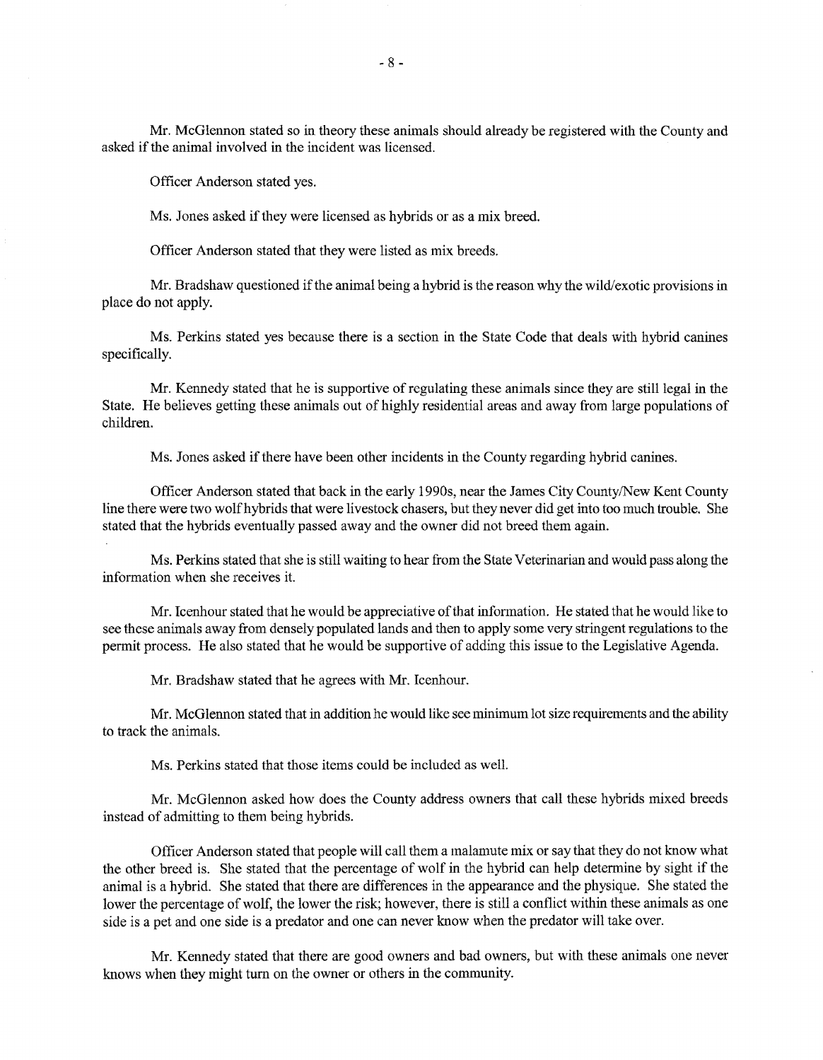Mr. McGlennon stated so in theory these animals should already be registered with the County and asked if the animal involved in the incident was licensed.

Officer Anderson stated yes.

Ms. Jones asked if they were licensed as hybrids or as a mix breed.

Officer Anderson stated that they were listed as mix breeds.

Mr. Bradshaw questioned if the animal being a hybrid is the reason why the wild/exotic provisions in place do not apply.

Ms. Perkins stated yes because there is a section in the State Code that deals with hybrid canines specifically.

Mr. Kennedy stated that he is supportive of regulating these animals since they are still legal in the State. He believes getting these animals out of highly residential areas and away from large populations of children.

Ms. Jones asked if there have been other incidents in the County regarding hybrid canines.

Officer Anderson stated that back in the early 1990s, near the James City County/New Kent County line there were two wolf hybrids that were livestock chasers, but they never did get into too much trouble. She stated that the hybrids eventually passed away and the owner did not breed them again.

Ms. Perkins stated that she is still waiting to hear from the State Veterinarian and would pass along the information when she receives it.

Mr. Icenhour stated that he would be appreciative of that information. He stated that he would like to see these animals away from densely populated lands and then to apply some very stringent regulations to the permit process. He also stated that he would be supportive of adding this issue to the Legislative Agenda.

Mr. Bradshaw stated that he agrees with Mr. Icenhour.

Mr. McGlennon stated that in addition he would like see minimum lot size requirements and the ability to track the animals.

Ms. Perkins stated that those items could be included as well.

Mr. McGlennon asked how does the County address owners that call these hybrids mixed breeds instead of admitting to them being hybrids.

Officer Anderson stated that people will call them a malamute mix or say that they do not know what the other breed is. She stated that the percentage of wolf in the hybrid can help determine by sight if the animal is a hybrid. She stated that there are differences in the appearance and the physique. She stated the lower the percentage of wolf, the lower the risk; however, there is still a conflict within these animals as one side is a pet and one side is a predator and one can never know when the predator will take over.

Mr. Kennedy stated that there are good owners and bad owners, but with these animals one never knows when they might turn on the owner or others in the community.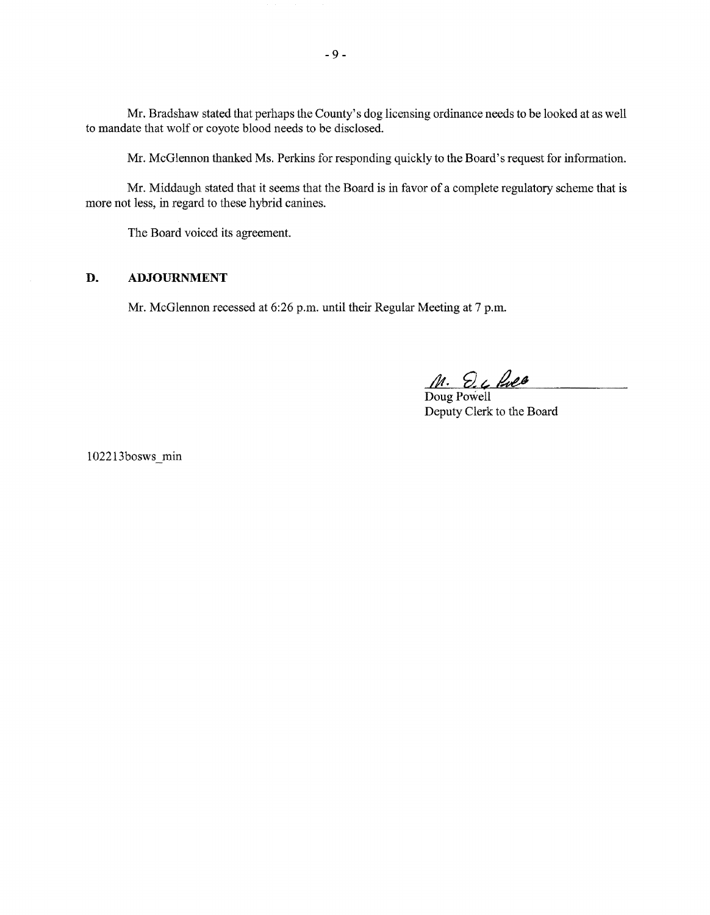Mr. Bradshaw stated that perhaps the County's dog licensing ordinance needs to be looked at as well to mandate that wolf or coyote blood needs to be disclosed.

Mr. McGlennon thanked Ms. Perkins for responding quickly to the Board's request for information.

Mr. Middaugh stated that it seems that the Board is in favor of a complete regulatory scheme that is more not less, in regard to these hybrid canines.

The Board voiced its agreement.

## D. ADJOURNMENT

Mr. McGlennon recessed at 6:26 p.m. until their Regular Meeting at 7 p.m.

Doug Powell
Deputy Clerk to the Board

102213bosws_min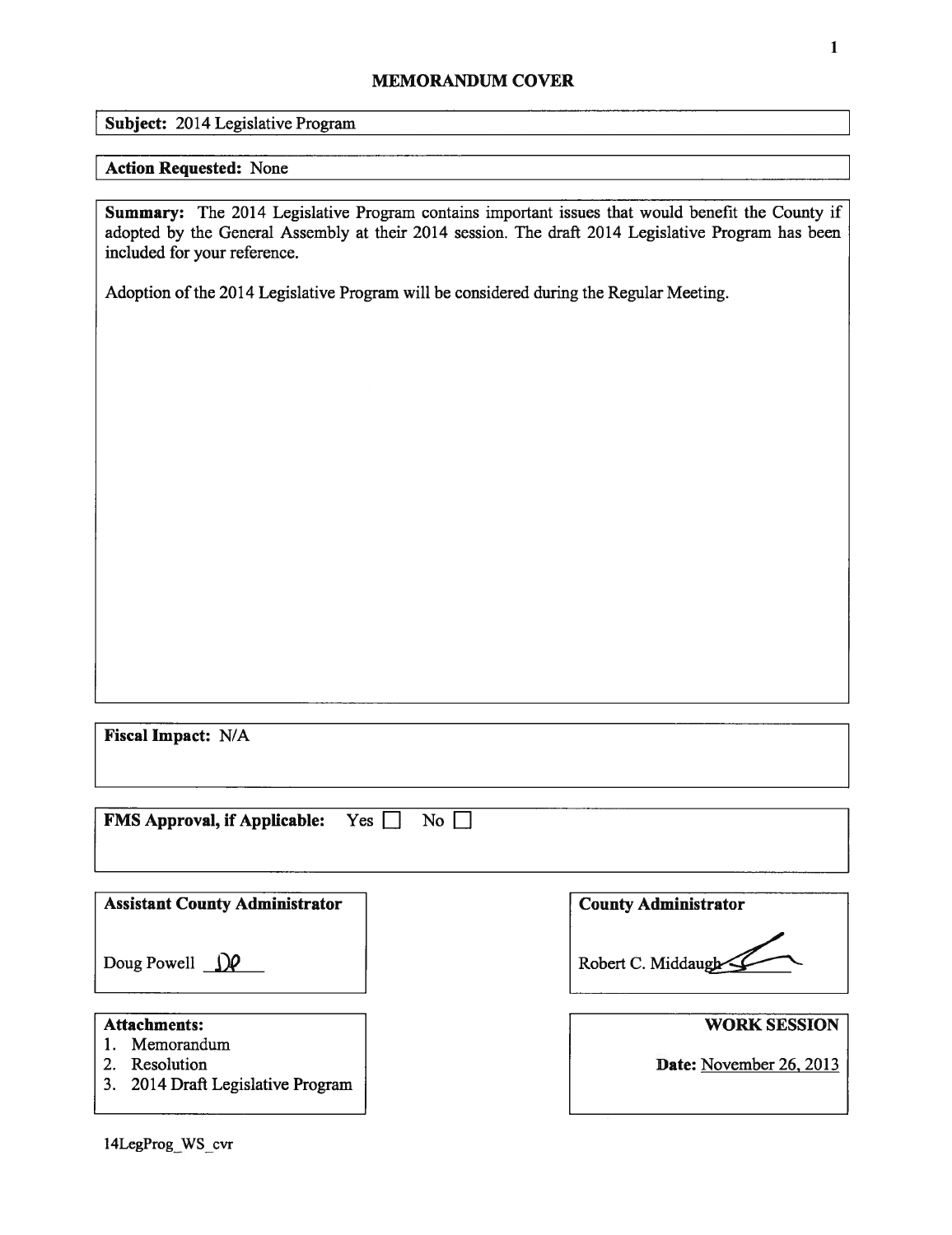## MEMORANDUM COVER

**Subject:** 2014 Legislative Program

**Action Requested:** None

**Summary:** The 2014 Legislative Program contains important issues that would benefit the County if adopted by the General Assembly at their 2014 session. The draft 2014 Legislative Program has been included for your reference.

Adoption of the 2014 Legislative Program will be considered during the Regular Meeting.

**Fiscal Impact:** N/A

**FMS Approval, if Applicable:** Yes ☐ No ☐

**Assistant County Administrator**

Doug Powell DP

**County Administrator**

Robert C. Middaugh

**Attachments:**
1. Memorandum
2. Resolution
3. 2014 Draft Legislative Program

**WORK SESSION**

**Date:** November 26, 2013

14LegProg_WS_cvr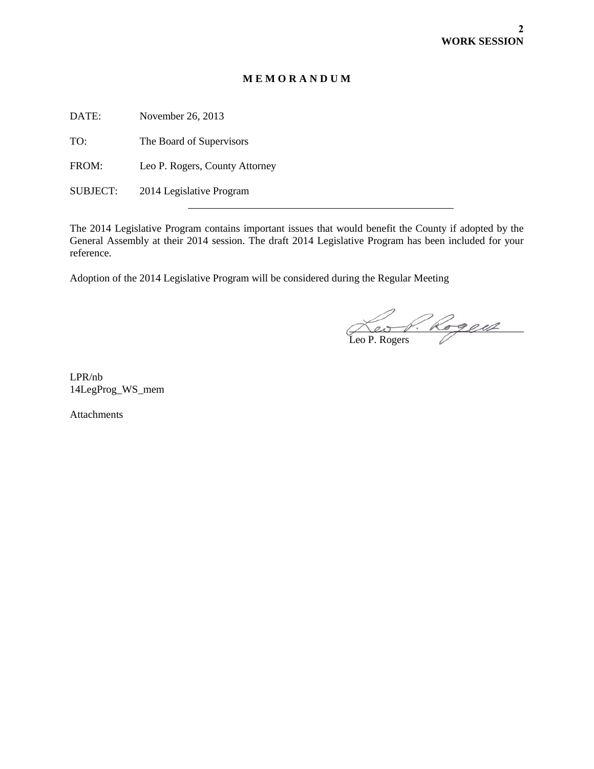**2**
**WORK SESSION**

# M E M O R A N D U M

DATE: November 26, 2013

TO: The Board of Supervisors

FROM: Leo P. Rogers, County Attorney

SUBJECT: 2014 Legislative Program

---

The 2014 Legislative Program contains important issues that would benefit the County if adopted by the General Assembly at their 2014 session. The draft 2014 Legislative Program has been included for your reference.

Adoption of the 2014 Legislative Program will be considered during the Regular Meeting

Leo P. Rogers

LPR/nb
14LegProg_WS_mem

Attachments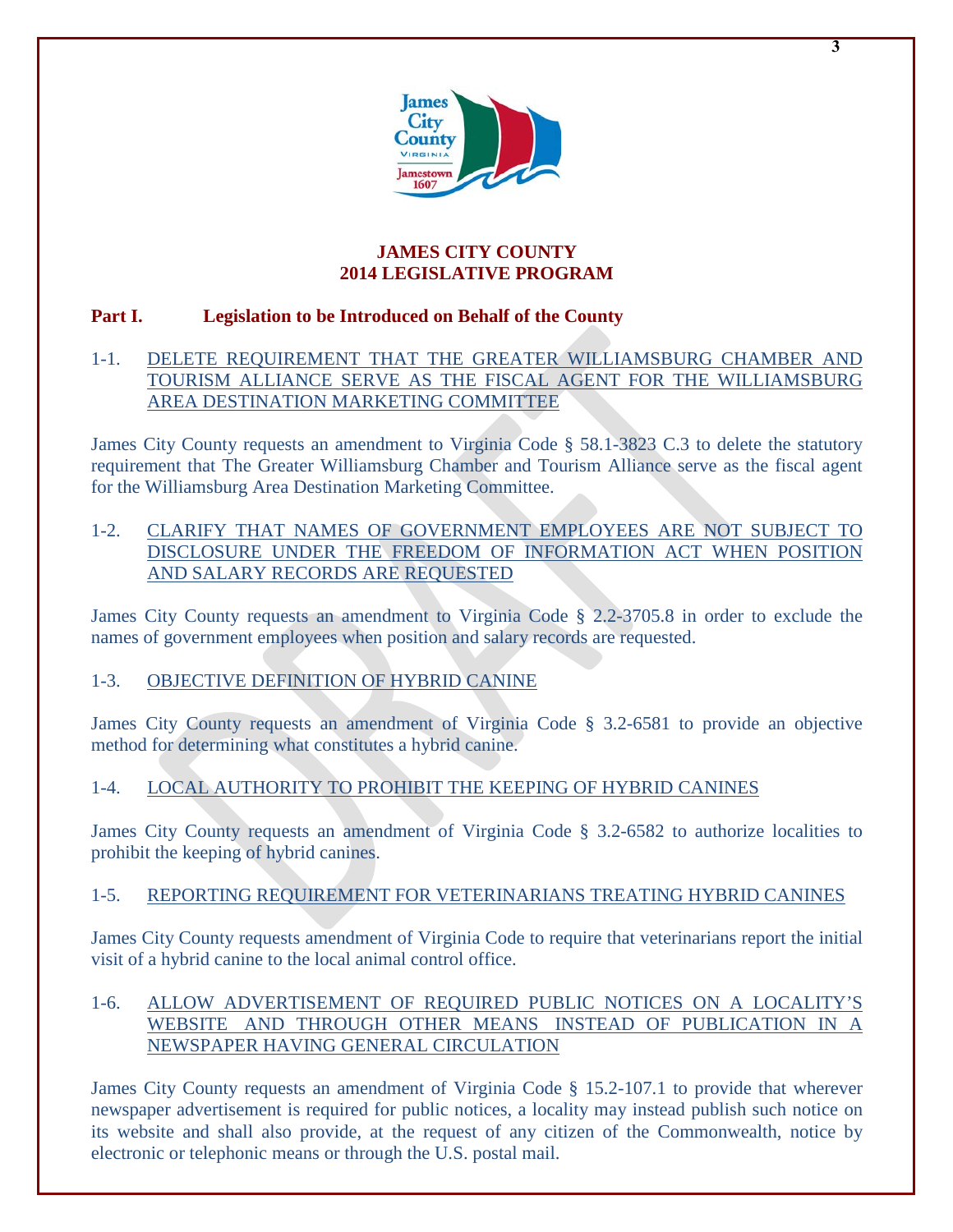# JAMES CITY COUNTY
# 2014 LEGISLATIVE PROGRAM

## Part I. Legislation to be Introduced on Behalf of the County

### 1-1. DELETE REQUIREMENT THAT THE GREATER WILLIAMSBURG CHAMBER AND TOURISM ALLIANCE SERVE AS THE FISCAL AGENT FOR THE WILLIAMSBURG AREA DESTINATION MARKETING COMMITTEE

James City County requests an amendment to Virginia Code § 58.1-3823 C.3 to delete the statutory requirement that The Greater Williamsburg Chamber and Tourism Alliance serve as the fiscal agent for the Williamsburg Area Destination Marketing Committee.

### 1-2. CLARIFY THAT NAMES OF GOVERNMENT EMPLOYEES ARE NOT SUBJECT TO DISCLOSURE UNDER THE FREEDOM OF INFORMATION ACT WHEN POSITION AND SALARY RECORDS ARE REQUESTED

James City County requests an amendment to Virginia Code § 2.2-3705.8 in order to exclude the names of government employees when position and salary records are requested.

### 1-3. OBJECTIVE DEFINITION OF HYBRID CANINE

James City County requests an amendment of Virginia Code § 3.2-6581 to provide an objective method for determining what constitutes a hybrid canine.

### 1-4. LOCAL AUTHORITY TO PROHIBIT THE KEEPING OF HYBRID CANINES

James City County requests an amendment of Virginia Code § 3.2-6582 to authorize localities to prohibit the keeping of hybrid canines.

### 1-5. REPORTING REQUIREMENT FOR VETERINARIANS TREATING HYBRID CANINES

James City County requests amendment of Virginia Code to require that veterinarians report the initial visit of a hybrid canine to the local animal control office.

### 1-6. ALLOW ADVERTISEMENT OF REQUIRED PUBLIC NOTICES ON A LOCALITY'S WEBSITE AND THROUGH OTHER MEANS INSTEAD OF PUBLICATION IN A NEWSPAPER HAVING GENERAL CIRCULATION

James City County requests an amendment of Virginia Code § 15.2-107.1 to provide that wherever newspaper advertisement is required for public notices, a locality may instead publish such notice on its website and shall also provide, at the request of any citizen of the Commonwealth, notice by electronic or telephonic means or through the U.S. postal mail.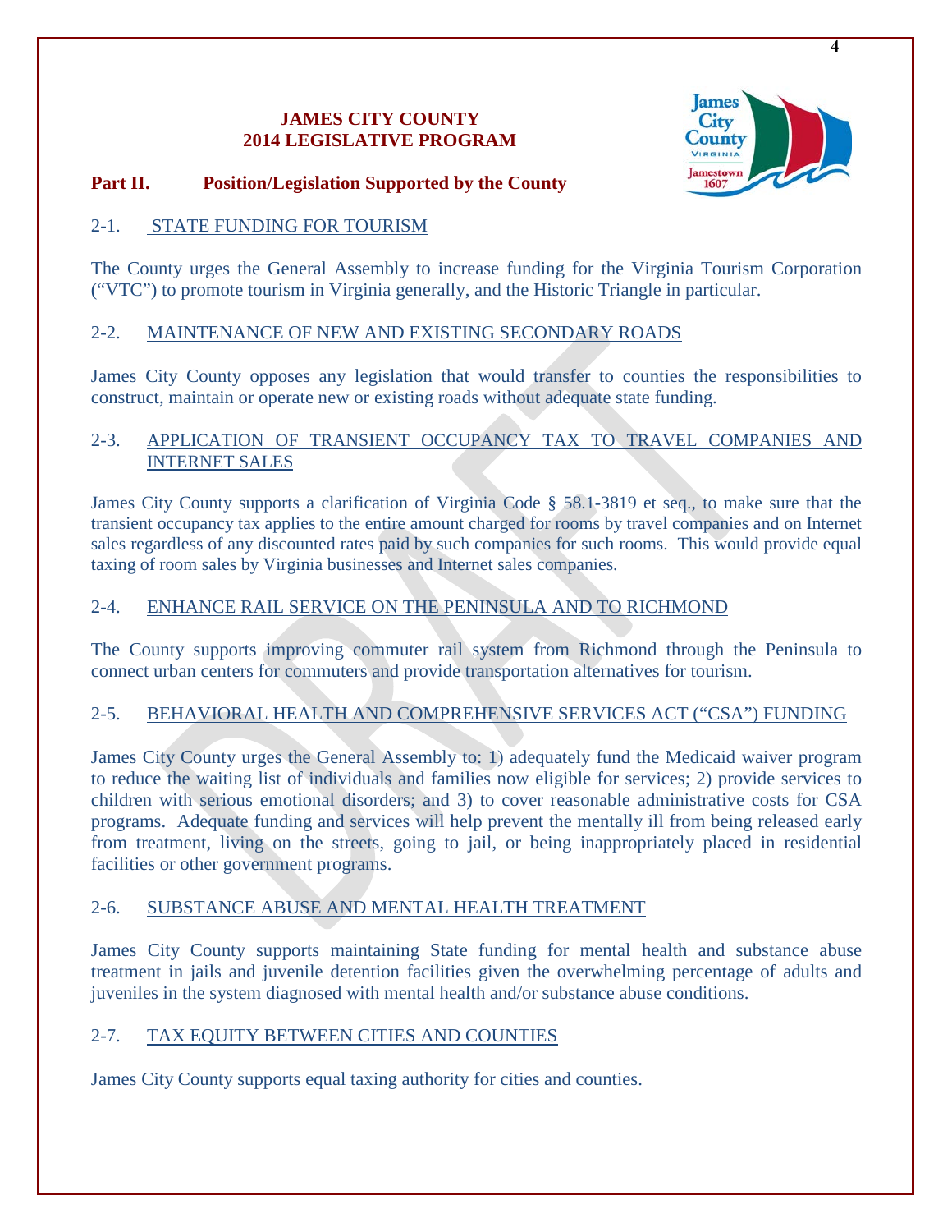**JAMES CITY COUNTY**
**2014 LEGISLATIVE PROGRAM**

## Part II. Position/Legislation Supported by the County

### 2-1. STATE FUNDING FOR TOURISM

The County urges the General Assembly to increase funding for the Virginia Tourism Corporation ("VTC") to promote tourism in Virginia generally, and the Historic Triangle in particular.

### 2-2. MAINTENANCE OF NEW AND EXISTING SECONDARY ROADS

James City County opposes any legislation that would transfer to counties the responsibilities to construct, maintain or operate new or existing roads without adequate state funding.

### 2-3. APPLICATION OF TRANSIENT OCCUPANCY TAX TO TRAVEL COMPANIES AND INTERNET SALES

James City County supports a clarification of Virginia Code § 58.1-3819 et seq., to make sure that the transient occupancy tax applies to the entire amount charged for rooms by travel companies and on Internet sales regardless of any discounted rates paid by such companies for such rooms. This would provide equal taxing of room sales by Virginia businesses and Internet sales companies.

### 2-4. ENHANCE RAIL SERVICE ON THE PENINSULA AND TO RICHMOND

The County supports improving commuter rail system from Richmond through the Peninsula to connect urban centers for commuters and provide transportation alternatives for tourism.

### 2-5. BEHAVIORAL HEALTH AND COMPREHENSIVE SERVICES ACT ("CSA") FUNDING

James City County urges the General Assembly to: 1) adequately fund the Medicaid waiver program to reduce the waiting list of individuals and families now eligible for services; 2) provide services to children with serious emotional disorders; and 3) to cover reasonable administrative costs for CSA programs. Adequate funding and services will help prevent the mentally ill from being released early from treatment, living on the streets, going to jail, or being inappropriately placed in residential facilities or other government programs.

### 2-6. SUBSTANCE ABUSE AND MENTAL HEALTH TREATMENT

James City County supports maintaining State funding for mental health and substance abuse treatment in jails and juvenile detention facilities given the overwhelming percentage of adults and juveniles in the system diagnosed with mental health and/or substance abuse conditions.

### 2-7. TAX EQUITY BETWEEN CITIES AND COUNTIES

James City County supports equal taxing authority for cities and counties.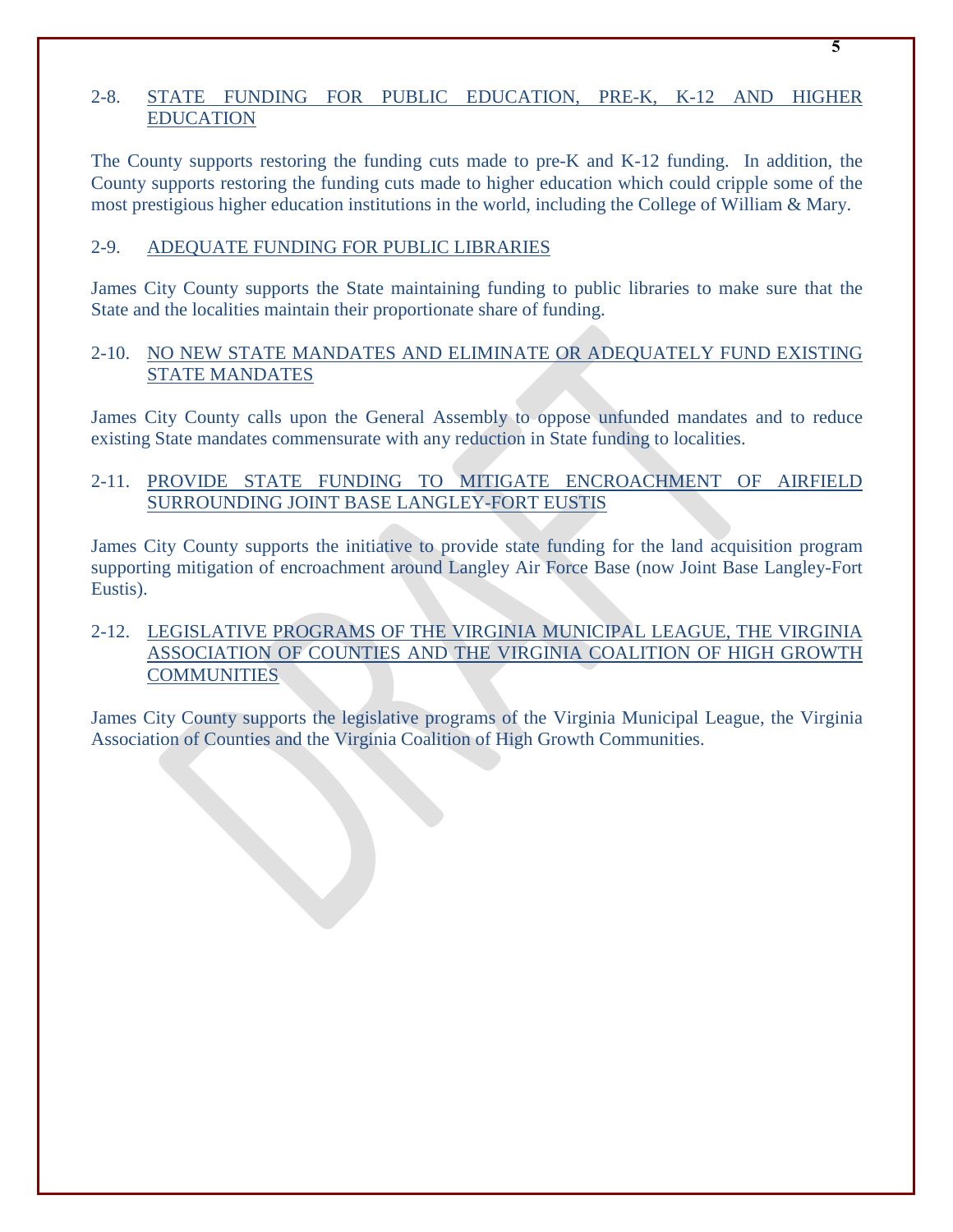## 2-8. STATE FUNDING FOR PUBLIC EDUCATION, PRE-K, K-12 AND HIGHER EDUCATION

The County supports restoring the funding cuts made to pre-K and K-12 funding. In addition, the County supports restoring the funding cuts made to higher education which could cripple some of the most prestigious higher education institutions in the world, including the College of William & Mary.

## 2-9. ADEQUATE FUNDING FOR PUBLIC LIBRARIES

James City County supports the State maintaining funding to public libraries to make sure that the State and the localities maintain their proportionate share of funding.

## 2-10. NO NEW STATE MANDATES AND ELIMINATE OR ADEQUATELY FUND EXISTING STATE MANDATES

James City County calls upon the General Assembly to oppose unfunded mandates and to reduce existing State mandates commensurate with any reduction in State funding to localities.

## 2-11. PROVIDE STATE FUNDING TO MITIGATE ENCROACHMENT OF AIRFIELD SURROUNDING JOINT BASE LANGLEY-FORT EUSTIS

James City County supports the initiative to provide state funding for the land acquisition program supporting mitigation of encroachment around Langley Air Force Base (now Joint Base Langley-Fort Eustis).

## 2-12. LEGISLATIVE PROGRAMS OF THE VIRGINIA MUNICIPAL LEAGUE, THE VIRGINIA ASSOCIATION OF COUNTIES AND THE VIRGINIA COALITION OF HIGH GROWTH COMMUNITIES

James City County supports the legislative programs of the Virginia Municipal League, the Virginia Association of Counties and the Virginia Coalition of High Growth Communities.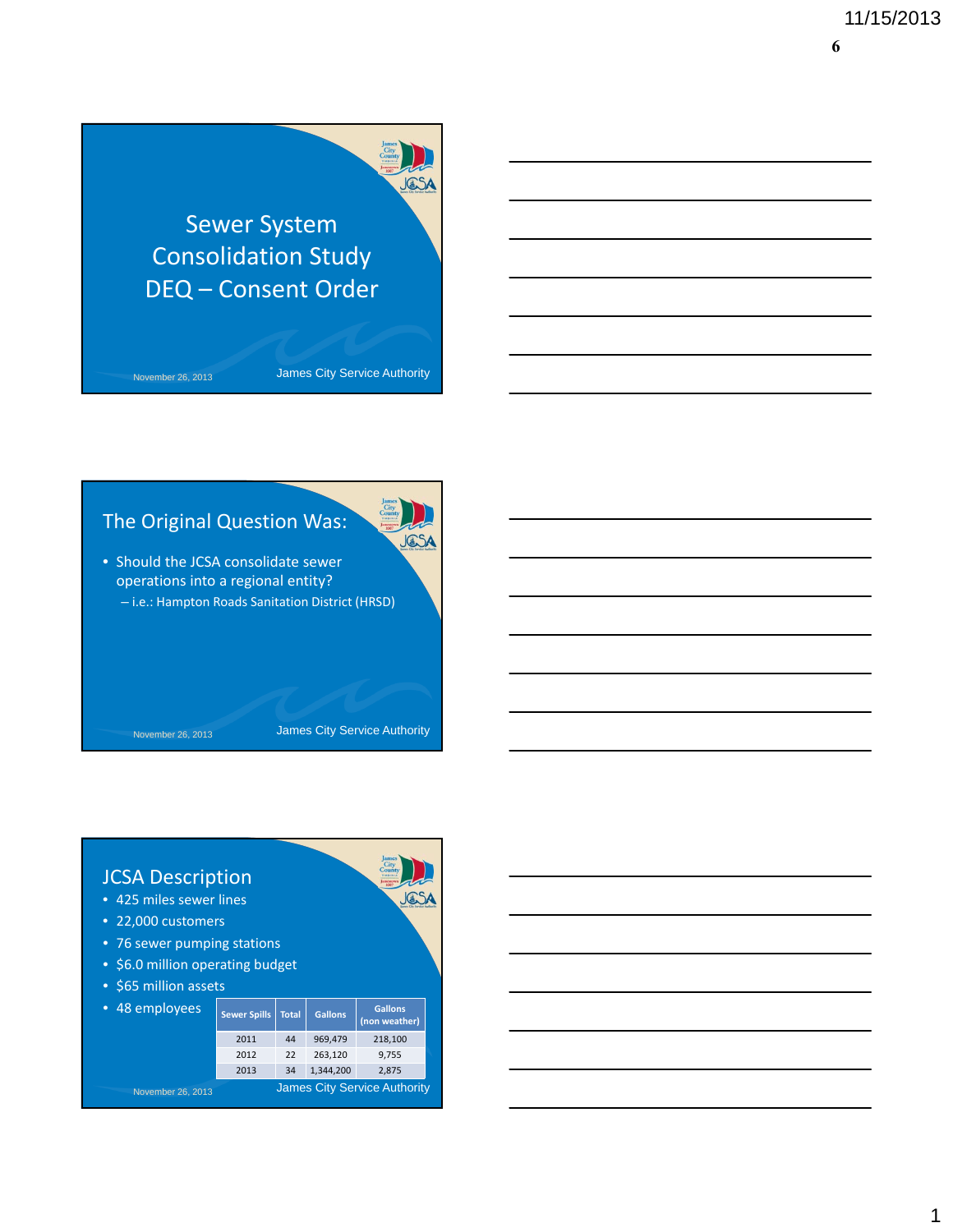# Sewer System Consolidation Study DEQ – Consent Order

November 26, 2013

James City Service Authority

## The Original Question Was:

- Should the JCSA consolidate sewer operations into a regional entity?
  - i.e.: Hampton Roads Sanitation District (HRSD)

November 26, 2013

James City Service Authority

## JCSA Description

- 425 miles sewer lines
- 22,000 customers
- 76 sewer pumping stations
- $6.0 million operating budget
- $65 million assets
- 48 employees

| Sewer Spills | Total | Gallons | Gallons (non weather) |
|---|---|---|---|
| 2011 | 44 | 969,479 | 218,100 |
| 2012 | 22 | 263,120 | 9,755 |
| 2013 | 34 | 1,344,200 | 2,875 |

November 26, 2013

James City Service Authority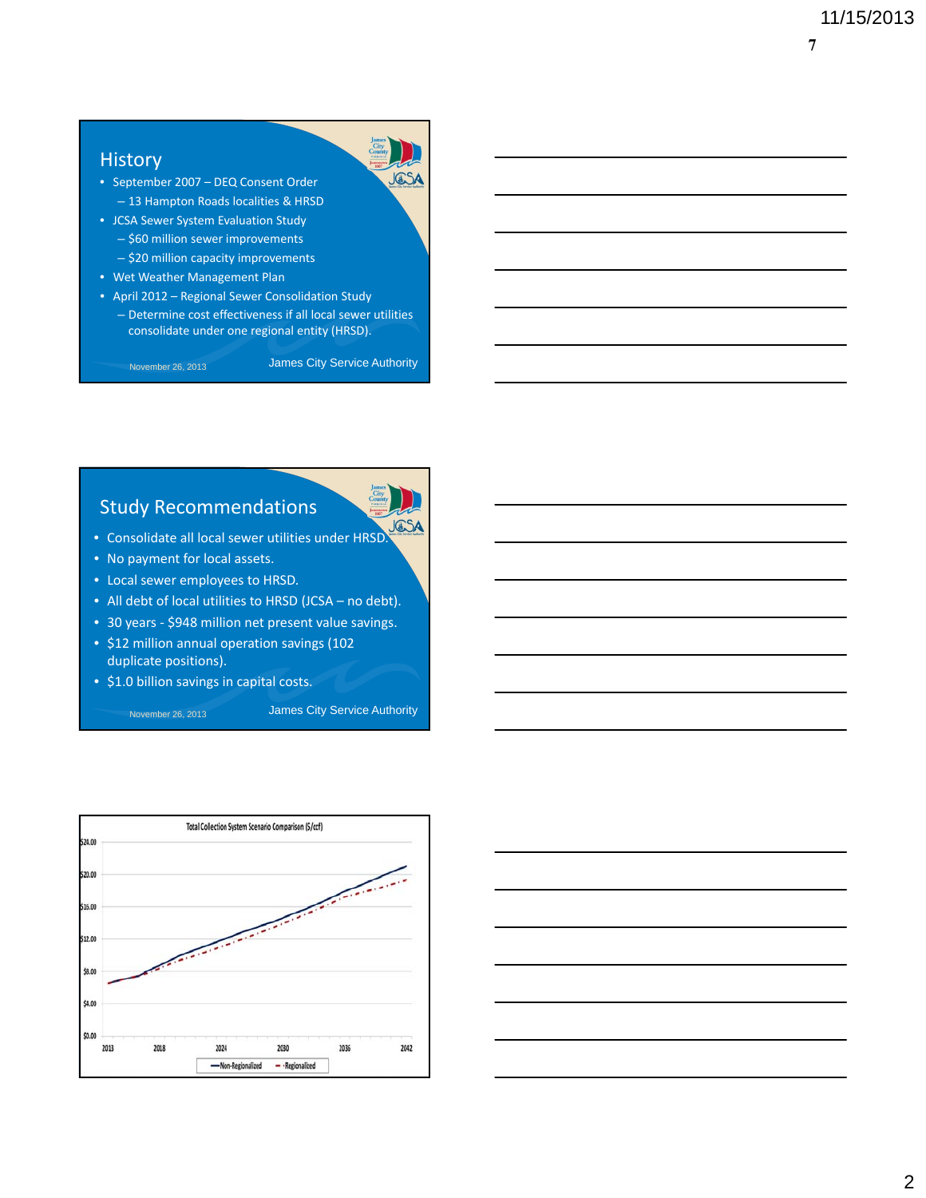## History

- September 2007 – DEQ Consent Order
  - 13 Hampton Roads localities & HRSD
- JCSA Sewer System Evaluation Study
  - $60 million sewer improvements
  - $20 million capacity improvements
- Wet Weather Management Plan
- April 2012 – Regional Sewer Consolidation Study
  - Determine cost effectiveness if all local sewer utilities consolidate under one regional entity (HRSD).

November 26, 2013 James City Service Authority

## Study Recommendations

- Consolidate all local sewer utilities under HRSD.
- No payment for local assets.
- Local sewer employees to HRSD.
- All debt of local utilities to HRSD (JCSA – no debt).
- 30 years - $948 million net present value savings.
- $12 million annual operation savings (102 duplicate positions).
- $1.0 billion savings in capital costs.

November 26, 2013 James City Service Authority

Total Collection System Scenario Comparison ($/ccf)

Y-axis: $0.00, $4.00, $8.00, $12.00, $16.00, $20.00, $24.00

X-axis: 2013, 2018, 2024, 2030, 2036, 2042

Legend: Non-Regionalized, Regionalized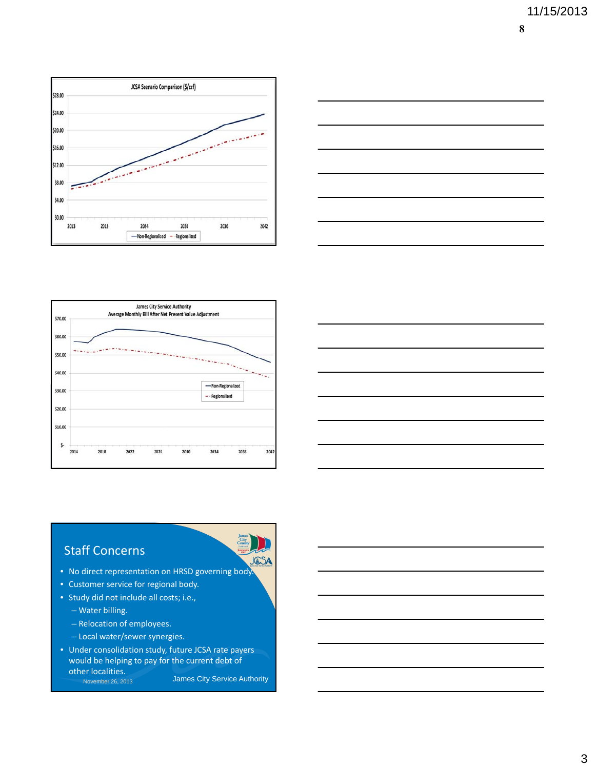JCSA Scenario Comparison ($/ccf)

$28.00
$24.00
$20.00
$16.00
$12.00
$8.00
$4.00
$0.00

2013 2018 2024 2030 2036 2042

Non-Regionalized · Regionalized

James City Service Authority
Average Monthly Bill After Net Present Value Adjustment

$70.00
$60.00
$50.00
$40.00
$30.00
$20.00
$10.00
$-

2014 2018 2022 2026 2030 2034 2038 2042

Non-Regionalized · Regionalized

## Staff Concerns

- No direct representation on HRSD governing body.
- Customer service for regional body.
- Study did not include all costs; i.e.,
  - Water billing.
  - Relocation of employees.
  - Local water/sewer synergies.
- Under consolidation study, future JCSA rate payers would be helping to pay for the current debt of other localities.

November 26, 2013 · James City Service Authority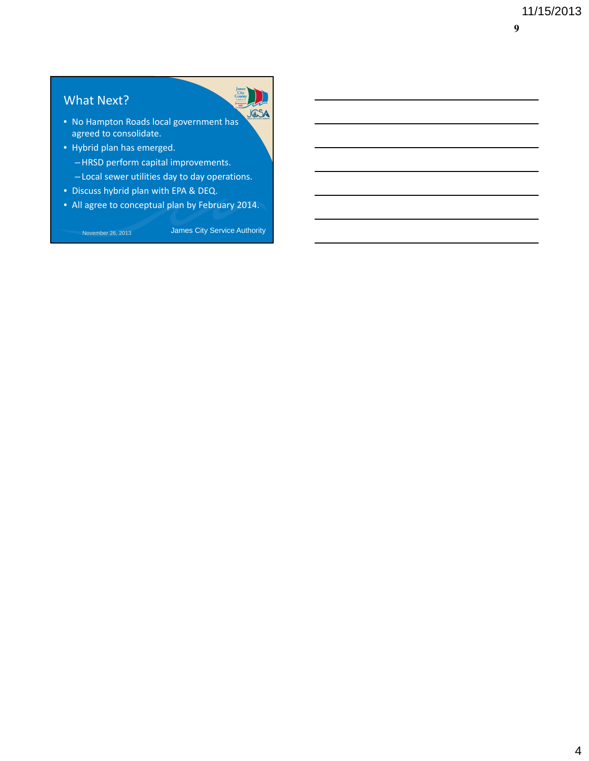## What Next?

- No Hampton Roads local government has agreed to consolidate.
- Hybrid plan has emerged.
  - HRSD perform capital improvements.
  - Local sewer utilities day to day operations.
- Discuss hybrid plan with EPA & DEQ.
- All agree to conceptual plan by February 2014.

November 26, 2013 James City Service Authority